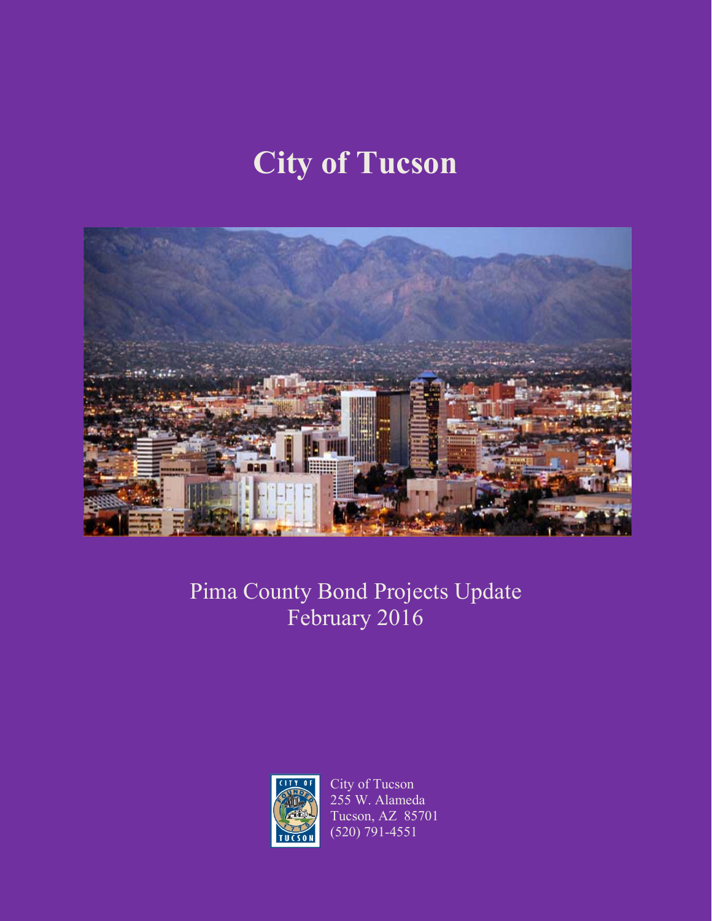# City of Tucson

Pima County Bond Projects Update
February 2016

City of Tucson
255 W. Alameda
Tucson, AZ 85701
(520) 791-4551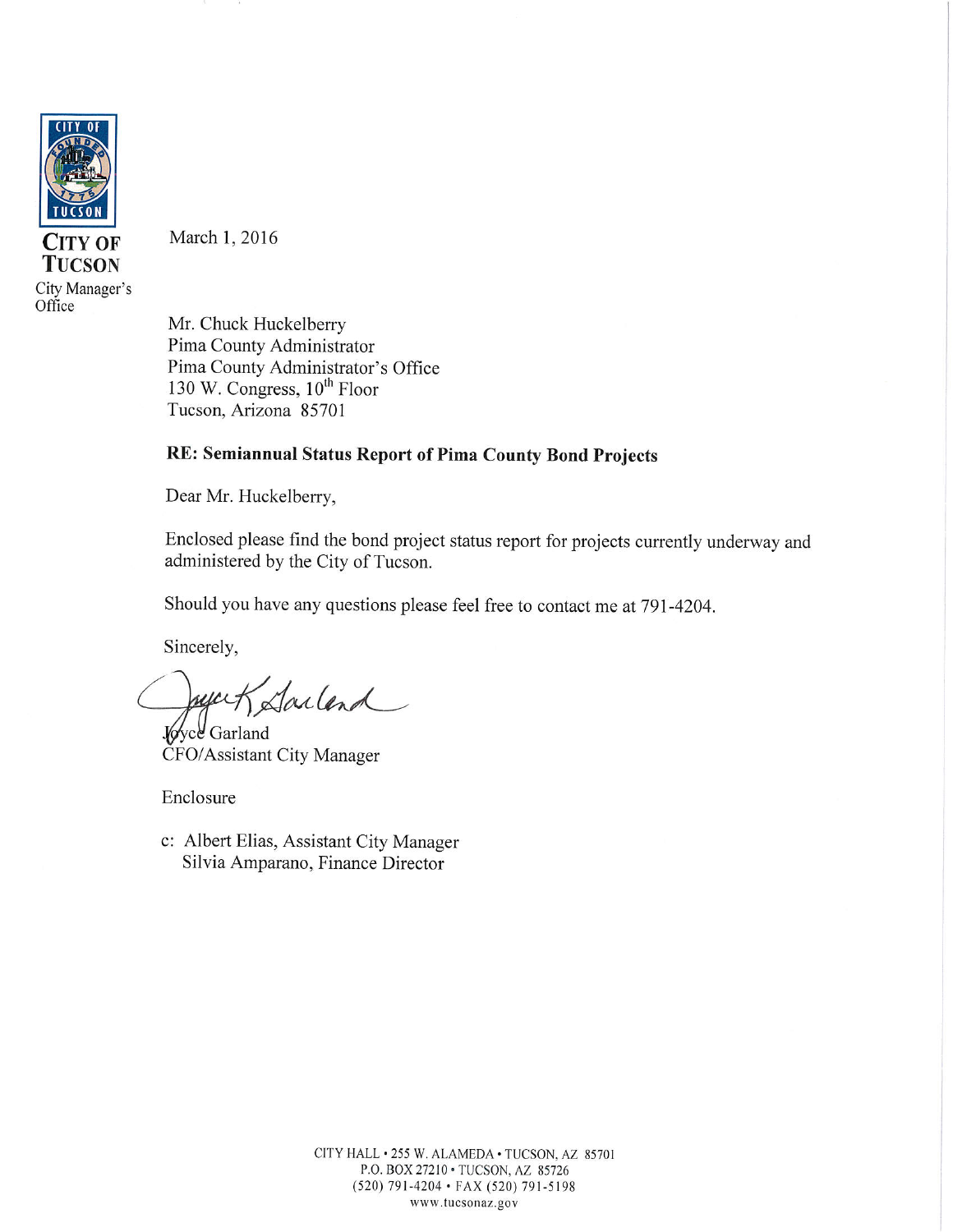**CITY OF TUCSON**
City Manager's Office

March 1, 2016

Mr. Chuck Huckelberry
Pima County Administrator
Pima County Administrator's Office
130 W. Congress, 10th Floor
Tucson, Arizona 85701

**RE: Semiannual Status Report of Pima County Bond Projects**

Dear Mr. Huckelberry,

Enclosed please find the bond project status report for projects currently underway and administered by the City of Tucson.

Should you have any questions please feel free to contact me at 791-4204.

Sincerely,

Joyce Garland
CFO/Assistant City Manager

Enclosure

c: Albert Elias, Assistant City Manager
Silvia Amparano, Finance Director

CITY HALL • 255 W. ALAMEDA • TUCSON, AZ 85701
P.O. BOX 27210 • TUCSON, AZ 85726
(520) 791-4204 • FAX (520) 791-5198
www.tucsonaz.gov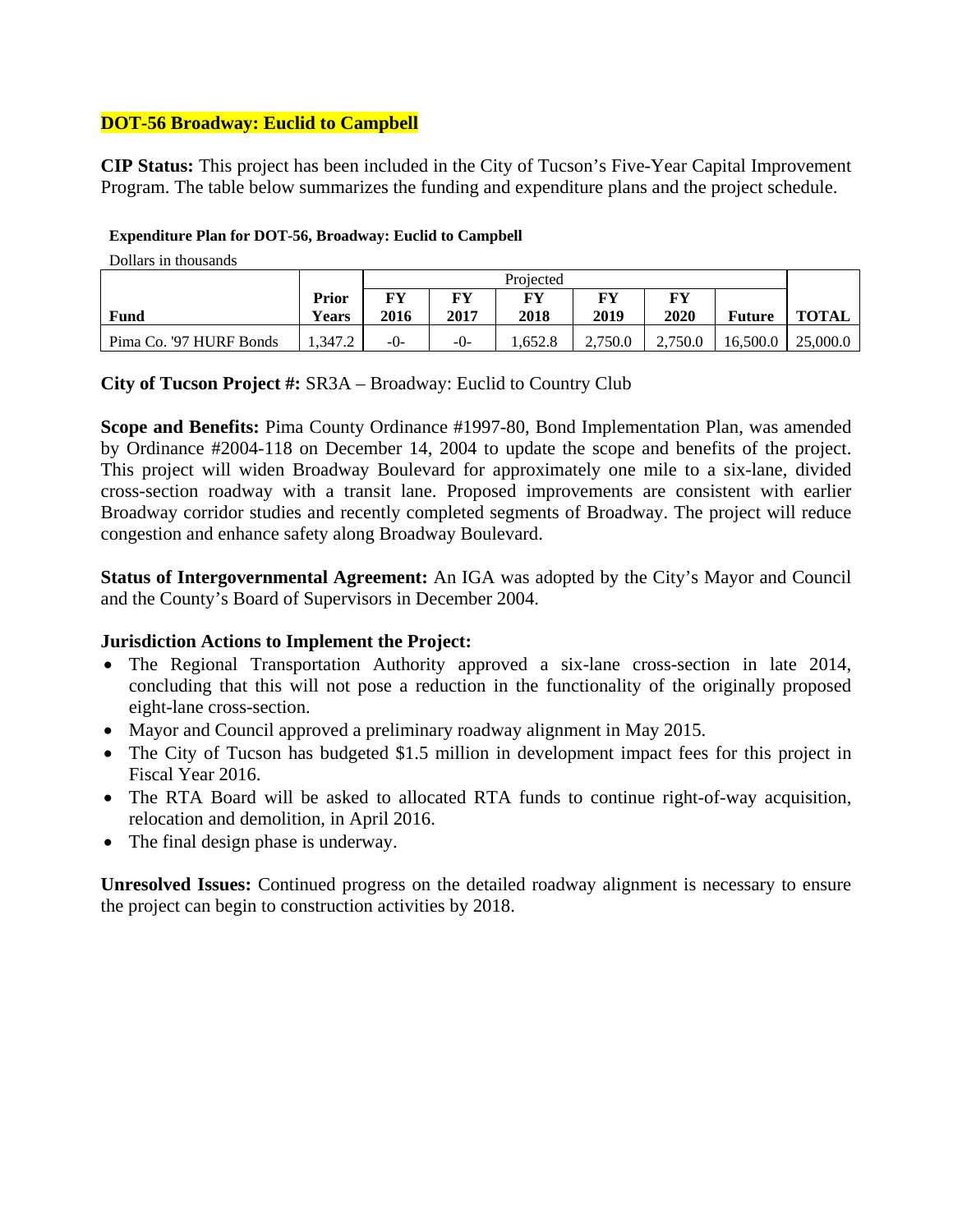## DOT-56 Broadway: Euclid to Campbell

**CIP Status:** This project has been included in the City of Tucson's Five-Year Capital Improvement Program. The table below summarizes the funding and expenditure plans and the project schedule.

**Expenditure Plan for DOT-56, Broadway: Euclid to Campbell**

Dollars in thousands

| | | Projected | | | | | | |
|---|---|---|---|---|---|---|---|---|
| **Fund** | **Prior Years** | **FY 2016** | **FY 2017** | **FY 2018** | **FY 2019** | **FY 2020** | **Future** | **TOTAL** |
| Pima Co. '97 HURF Bonds | 1,347.2 | -0- | -0- | 1,652.8 | 2,750.0 | 2,750.0 | 16,500.0 | 25,000.0 |

**City of Tucson Project #:** SR3A – Broadway: Euclid to Country Club

**Scope and Benefits:** Pima County Ordinance #1997-80, Bond Implementation Plan, was amended by Ordinance #2004-118 on December 14, 2004 to update the scope and benefits of the project. This project will widen Broadway Boulevard for approximately one mile to a six-lane, divided cross-section roadway with a transit lane. Proposed improvements are consistent with earlier Broadway corridor studies and recently completed segments of Broadway. The project will reduce congestion and enhance safety along Broadway Boulevard.

**Status of Intergovernmental Agreement:** An IGA was adopted by the City's Mayor and Council and the County's Board of Supervisors in December 2004.

**Jurisdiction Actions to Implement the Project:**

- The Regional Transportation Authority approved a six-lane cross-section in late 2014, concluding that this will not pose a reduction in the functionality of the originally proposed eight-lane cross-section.
- Mayor and Council approved a preliminary roadway alignment in May 2015.
- The City of Tucson has budgeted $1.5 million in development impact fees for this project in Fiscal Year 2016.
- The RTA Board will be asked to allocated RTA funds to continue right-of-way acquisition, relocation and demolition, in April 2016.
- The final design phase is underway.

**Unresolved Issues:** Continued progress on the detailed roadway alignment is necessary to ensure the project can begin to construction activities by 2018.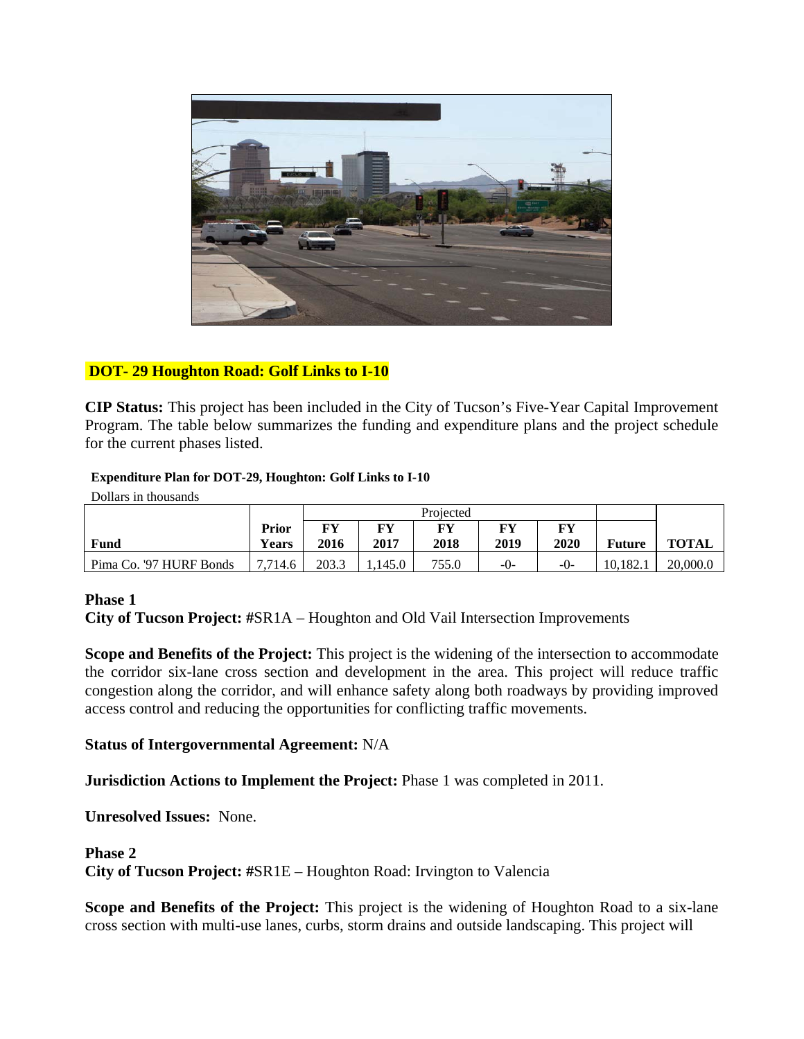## DOT- 29 Houghton Road: Golf Links to I-10

**CIP Status:** This project has been included in the City of Tucson's Five-Year Capital Improvement Program. The table below summarizes the funding and expenditure plans and the project schedule for the current phases listed.

**Expenditure Plan for DOT-29, Houghton: Golf Links to I-10**

Dollars in thousands

| | | Projected | | | | | | |
|---|---|---|---|---|---|---|---|---|
| **Fund** | **Prior Years** | **FY 2016** | **FY 2017** | **FY 2018** | **FY 2019** | **FY 2020** | **Future** | **TOTAL** |
| Pima Co. '97 HURF Bonds | 7,714.6 | 203.3 | 1,145.0 | 755.0 | -0- | -0- | 10,182.1 | 20,000.0 |

**Phase 1**

**City of Tucson Project: #**SR1A – Houghton and Old Vail Intersection Improvements

**Scope and Benefits of the Project:** This project is the widening of the intersection to accommodate the corridor six-lane cross section and development in the area. This project will reduce traffic congestion along the corridor, and will enhance safety along both roadways by providing improved access control and reducing the opportunities for conflicting traffic movements.

**Status of Intergovernmental Agreement:** N/A

**Jurisdiction Actions to Implement the Project:** Phase 1 was completed in 2011.

**Unresolved Issues:** None.

**Phase 2**

**City of Tucson Project: #**SR1E – Houghton Road: Irvington to Valencia

**Scope and Benefits of the Project:** This project is the widening of Houghton Road to a six-lane cross section with multi-use lanes, curbs, storm drains and outside landscaping. This project will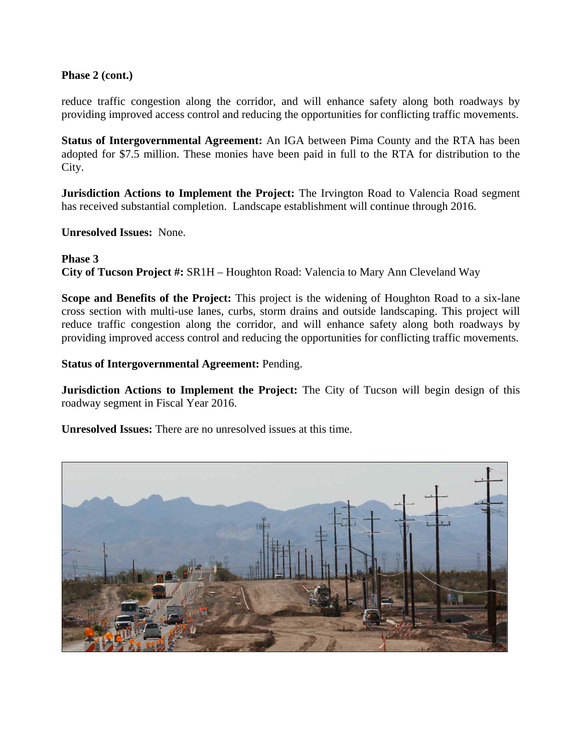**Phase 2 (cont.)**

reduce traffic congestion along the corridor, and will enhance safety along both roadways by providing improved access control and reducing the opportunities for conflicting traffic movements.

**Status of Intergovernmental Agreement:** An IGA between Pima County and the RTA has been adopted for $7.5 million. These monies have been paid in full to the RTA for distribution to the City.

**Jurisdiction Actions to Implement the Project:** The Irvington Road to Valencia Road segment has received substantial completion. Landscape establishment will continue through 2016.

**Unresolved Issues:** None.

**Phase 3**
**City of Tucson Project #:** SR1H – Houghton Road: Valencia to Mary Ann Cleveland Way

**Scope and Benefits of the Project:** This project is the widening of Houghton Road to a six-lane cross section with multi-use lanes, curbs, storm drains and outside landscaping. This project will reduce traffic congestion along the corridor, and will enhance safety along both roadways by providing improved access control and reducing the opportunities for conflicting traffic movements.

**Status of Intergovernmental Agreement:** Pending.

**Jurisdiction Actions to Implement the Project:** The City of Tucson will begin design of this roadway segment in Fiscal Year 2016.

**Unresolved Issues:** There are no unresolved issues at this time.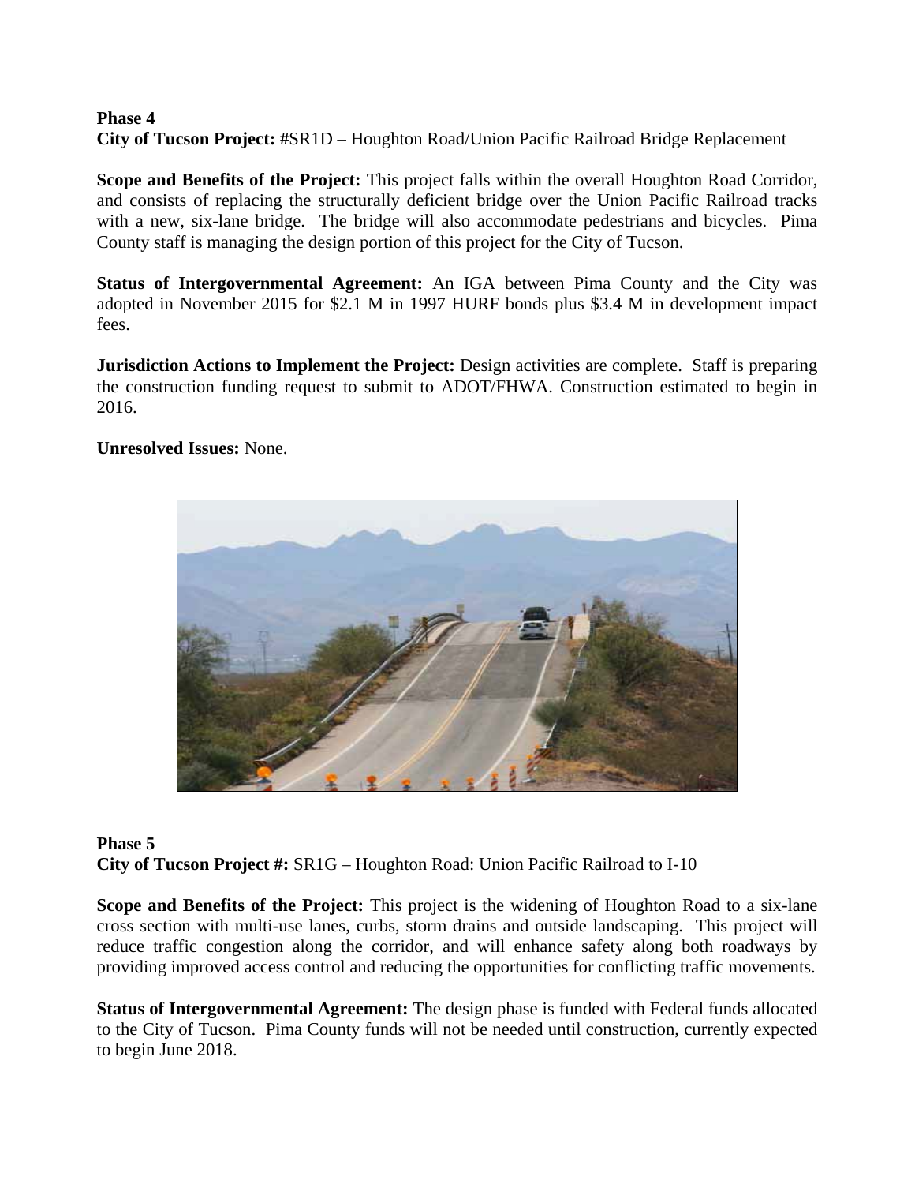**Phase 4**
**City of Tucson Project: #**SR1D – Houghton Road/Union Pacific Railroad Bridge Replacement

**Scope and Benefits of the Project:** This project falls within the overall Houghton Road Corridor, and consists of replacing the structurally deficient bridge over the Union Pacific Railroad tracks with a new, six-lane bridge. The bridge will also accommodate pedestrians and bicycles. Pima County staff is managing the design portion of this project for the City of Tucson.

**Status of Intergovernmental Agreement:** An IGA between Pima County and the City was adopted in November 2015 for $2.1 M in 1997 HURF bonds plus $3.4 M in development impact fees.

**Jurisdiction Actions to Implement the Project:** Design activities are complete. Staff is preparing the construction funding request to submit to ADOT/FHWA. Construction estimated to begin in 2016.

**Unresolved Issues:** None.

**Phase 5**
**City of Tucson Project #:** SR1G – Houghton Road: Union Pacific Railroad to I-10

**Scope and Benefits of the Project:** This project is the widening of Houghton Road to a six-lane cross section with multi-use lanes, curbs, storm drains and outside landscaping. This project will reduce traffic congestion along the corridor, and will enhance safety along both roadways by providing improved access control and reducing the opportunities for conflicting traffic movements.

**Status of Intergovernmental Agreement:** The design phase is funded with Federal funds allocated to the City of Tucson. Pima County funds will not be needed until construction, currently expected to begin June 2018.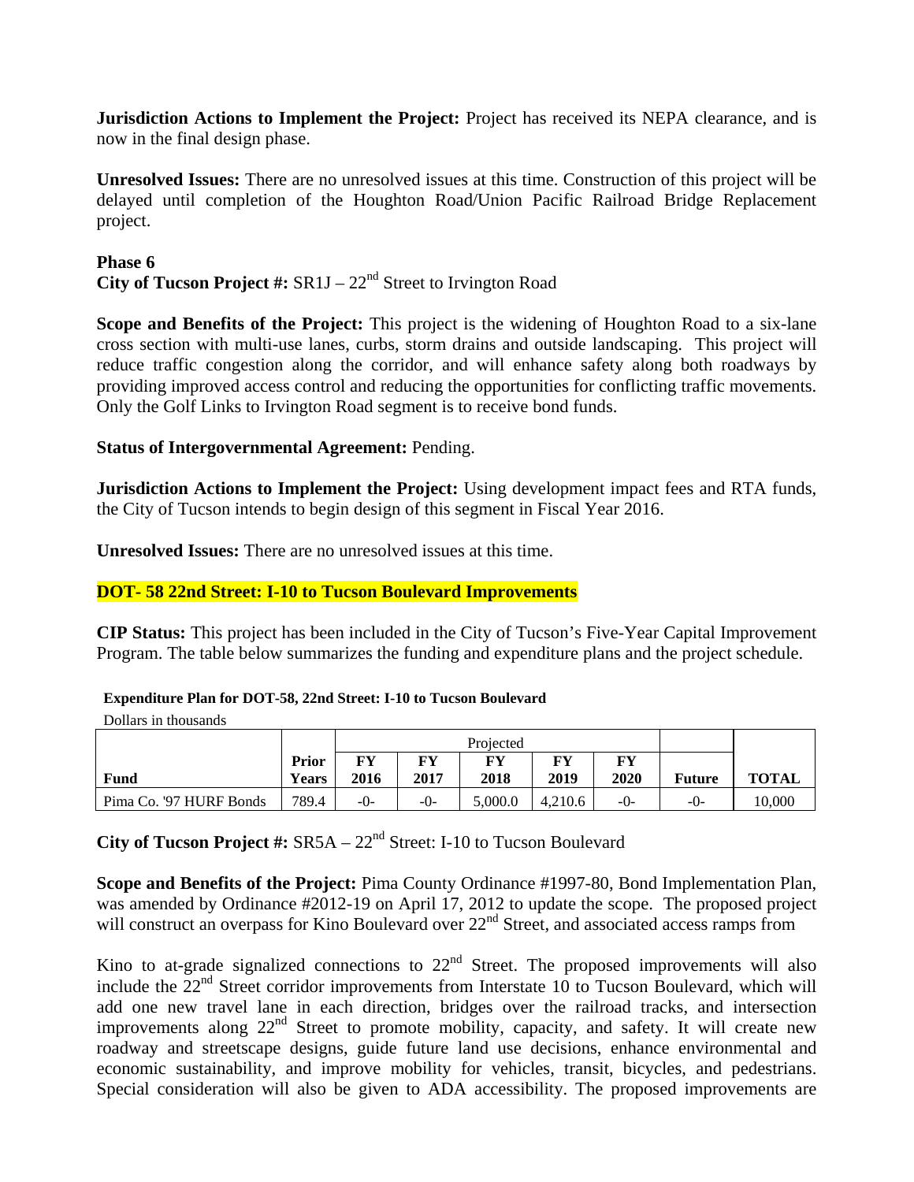**Jurisdiction Actions to Implement the Project:** Project has received its NEPA clearance, and is now in the final design phase.

**Unresolved Issues:** There are no unresolved issues at this time. Construction of this project will be delayed until completion of the Houghton Road/Union Pacific Railroad Bridge Replacement project.

**Phase 6**
**City of Tucson Project #:** SR1J – 22nd Street to Irvington Road

**Scope and Benefits of the Project:** This project is the widening of Houghton Road to a six-lane cross section with multi-use lanes, curbs, storm drains and outside landscaping. This project will reduce traffic congestion along the corridor, and will enhance safety along both roadways by providing improved access control and reducing the opportunities for conflicting traffic movements. Only the Golf Links to Irvington Road segment is to receive bond funds.

**Status of Intergovernmental Agreement:** Pending.

**Jurisdiction Actions to Implement the Project:** Using development impact fees and RTA funds, the City of Tucson intends to begin design of this segment in Fiscal Year 2016.

**Unresolved Issues:** There are no unresolved issues at this time.

## DOT- 58 22nd Street: I-10 to Tucson Boulevard Improvements

**CIP Status:** This project has been included in the City of Tucson's Five-Year Capital Improvement Program. The table below summarizes the funding and expenditure plans and the project schedule.

**Expenditure Plan for DOT-58, 22nd Street: I-10 to Tucson Boulevard**

Dollars in thousands

| | | Projected | | | | | | |
|---|---|---|---|---|---|---|---|---|
| **Fund** | **Prior Years** | **FY 2016** | **FY 2017** | **FY 2018** | **FY 2019** | **FY 2020** | **Future** | **TOTAL** |
| Pima Co. '97 HURF Bonds | 789.4 | -0- | -0- | 5,000.0 | 4,210.6 | -0- | -0- | 10,000 |

**City of Tucson Project #:** SR5A – 22nd Street: I-10 to Tucson Boulevard

**Scope and Benefits of the Project:** Pima County Ordinance #1997-80, Bond Implementation Plan, was amended by Ordinance #2012-19 on April 17, 2012 to update the scope. The proposed project will construct an overpass for Kino Boulevard over 22nd Street, and associated access ramps from Kino to at-grade signalized connections to 22nd Street. The proposed improvements will also include the 22nd Street corridor improvements from Interstate 10 to Tucson Boulevard, which will add one new travel lane in each direction, bridges over the railroad tracks, and intersection improvements along 22nd Street to promote mobility, capacity, and safety. It will create new roadway and streetscape designs, guide future land use decisions, enhance environmental and economic sustainability, and improve mobility for vehicles, transit, bicycles, and pedestrians. Special consideration will also be given to ADA accessibility. The proposed improvements are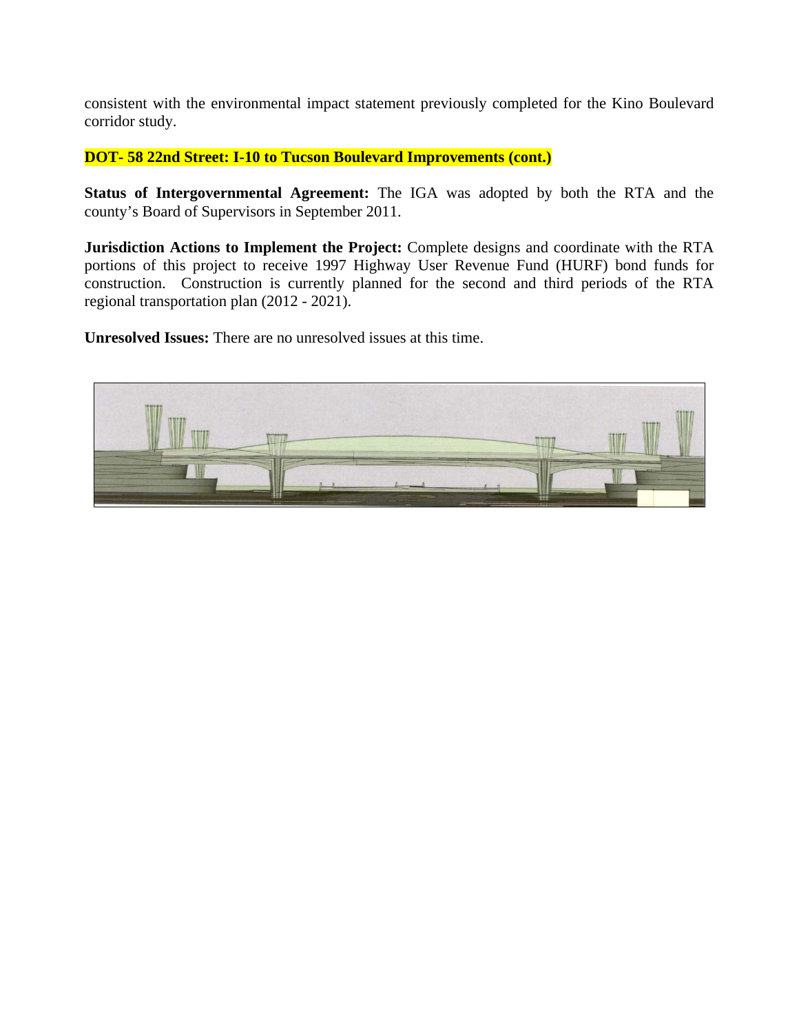consistent with the environmental impact statement previously completed for the Kino Boulevard corridor study.

**DOT- 58 22nd Street: I-10 to Tucson Boulevard Improvements (cont.)**

**Status of Intergovernmental Agreement:** The IGA was adopted by both the RTA and the county's Board of Supervisors in September 2011.

**Jurisdiction Actions to Implement the Project:** Complete designs and coordinate with the RTA portions of this project to receive 1997 Highway User Revenue Fund (HURF) bond funds for construction. Construction is currently planned for the second and third periods of the RTA regional transportation plan (2012 - 2021).

**Unresolved Issues:** There are no unresolved issues at this time.